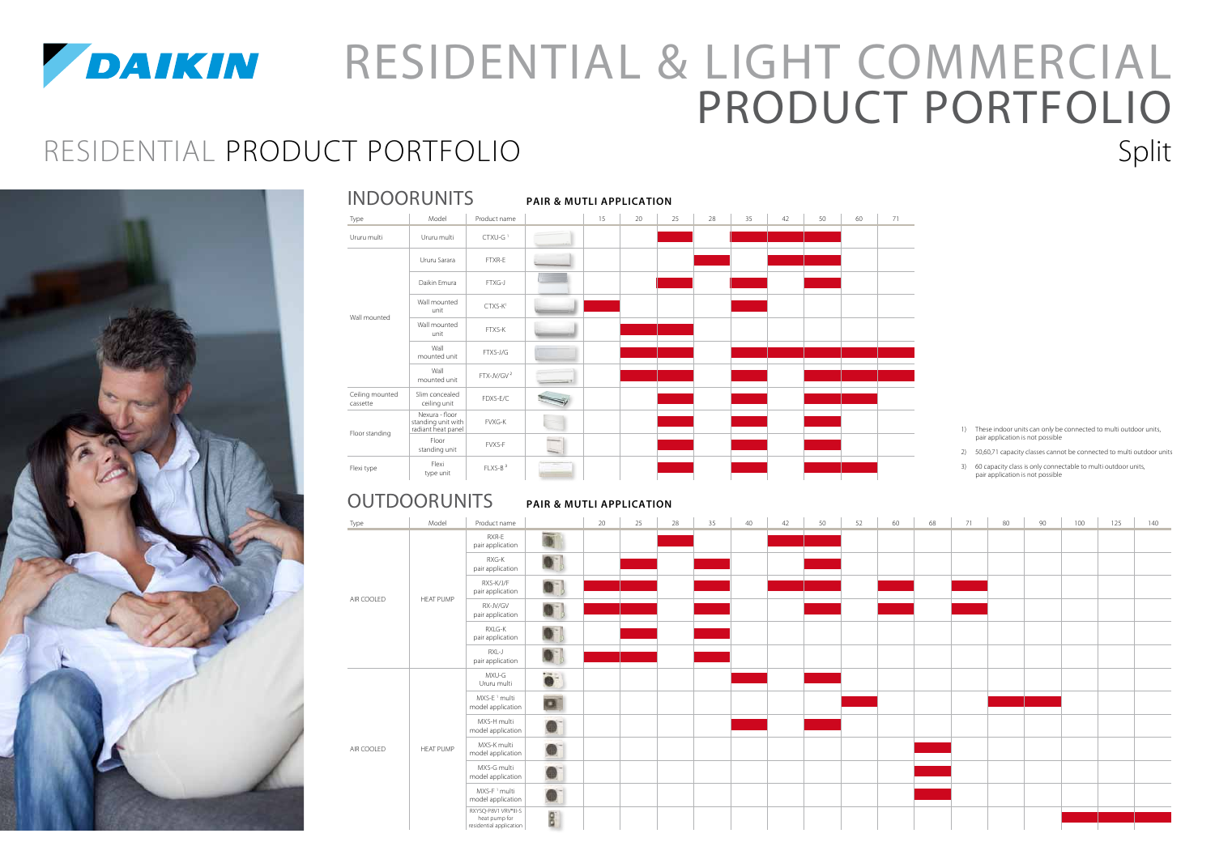# RESIDENTIAL & LIGHT COMMERCIAL PRODUCT PORTFOLIO

## RESIDENTIAL PRODUCT PORTFOLIO

Split

### INDOORUNITS

**PAIR & MUTLI APPLICATION**

| Type | Model | Product name | 15 | 20 | 25 | 28 | 35 | 42 | 50 | 60 | 71 |
|---|---|---|---|---|---|---|---|---|---|---|---|
| Ururu multi | Ururu multi | CTXU-G [1] | | | ■ | | ■ | ■ | ■ | | |
| Wall mounted | Ururu Sarara | FTXR-E | | | | ■ | | ■ | ■ | | |
| | Daikin Emura | FTXG-J | | | ■ | | ■ | | ■ | | |
| | Wall mounted unit | CTXS-K [1] | ■ | | | | ■ | | | | |
| | Wall mounted unit | FTXS-K | | ■ | ■ | | | | | | |
| | Wall mounted unit | FTXS-J/G | | ■ | ■ | | ■ | ■ | ■ | ■ | ■ |
| | Wall mounted unit | FTX-JV/GV [2] | | ■ | ■ | | ■ | | ■ | ■ | ■ |
| Ceiling mounted cassette | Slim concealed ceiling unit | FDXS-E/C | | | ■ | | ■ | | ■ | ■ | |
| Floor standing | Nexura - floor standing unit with radiant heat panel | FVXG-K | | | ■ | | ■ | | ■ | | |
| | Floor standing unit | FVXS-F | | | ■ | | ■ | | ■ | | |
| Flexi type | Flexi type unit | FLXS-B [3] | | | ■ | | ■ | | ■ | ■ | |

1) These indoor units can only be connected to multi outdoor units, pair application is not possible

2) 50,60,71 capacity classes cannot be connected to multi outdoor units

3) 60 capacity class is only connectable to multi outdoor units, pair application is not possible

### OUTDOORUNITS

**PAIR & MUTLI APPLICATION**

| Type | Model | Product name | 20 | 25 | 28 | 35 | 40 | 42 | 50 | 52 | 60 | 68 | 71 | 80 | 90 | 100 | 125 | 140 |
|---|---|---|---|---|---|---|---|---|---|---|---|---|---|---|---|---|---|---|
| AIR COOLED | HEAT PUMP | RXR-E pair application | | | ■ | | | ■ | ■ | | | | | | | | | |
| | | RXG-K pair application | | ■ | | ■ | | | ■ | | | | | | | | | |
| | | RXS-K/J/F pair application | ■ | ■ | | ■ | | ■ | ■ | | ■ | | ■ | | | | | |
| | | RX-JV/GV pair application | ■ | ■ | | ■ | | | ■ | | ■ | | ■ | | | | | |
| | | RXLG-K pair application | | ■ | | ■ | | | | | | | | | | | | |
| | | RXL-J pair application | ■ | ■ | | ■ | | | | | | | | | | | | |
| AIR COOLED | HEAT PUMP | MXU-G Ururu multi | | | | | ■ | | ■ | | | | | | | | | |
| | | MXS-E [1] multi model application | | | | | | | | ■ | | | | ■ | ■ | | | |
| | | MXS-H multi model application | | | | | ■ | | ■ | | | | | | | | | |
| | | MXS-K multi model application | | | | | | | | | | ■ | | | | | | |
| | | MXS-G multi model application | | | | | | | | | | ■ | | | | | | |
| | | MXS-F [1] multi model application | | | | | | | | | | ■ | | | | | | |
| | | RXYSQ-P8V1 VRV®III-S heat pump for residential application | | | | | | | | | | | | | | ■ | ■ | ■ |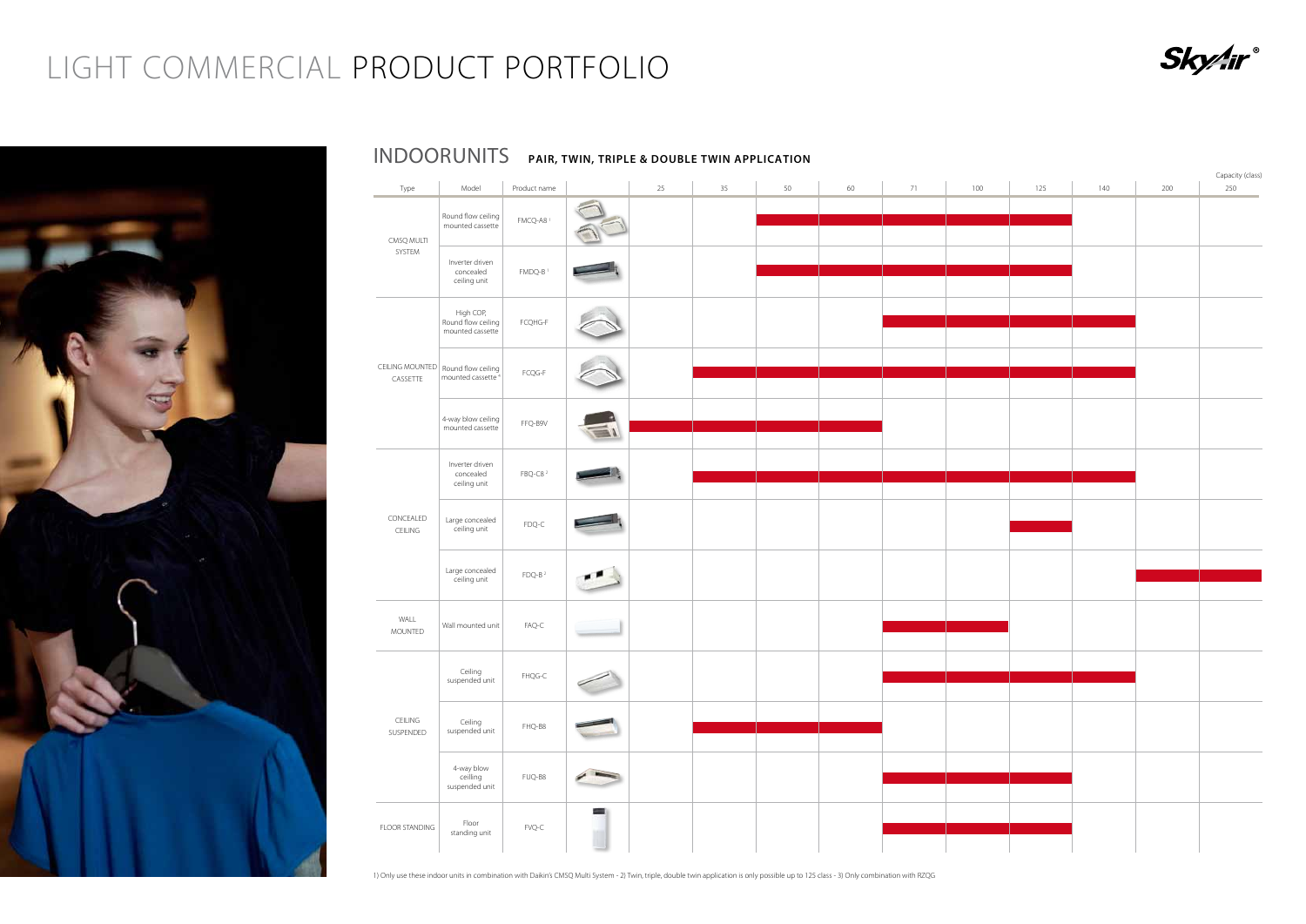# LIGHT COMMERCIAL PRODUCT PORTFOLIO

## INDOORUNITS PAIR, TWIN, TRIPLE & DOUBLE TWIN APPLICATION

Capacity (class)

| Type | Model | Product name | | 25 | 35 | 50 | 60 | 71 | 100 | 125 | 140 | 200 | 250 |
|---|---|---|---|---|---|---|---|---|---|---|---|---|---|
| CMSQ MULTI SYSTEM | Round flow ceiling mounted cassette | FMCQ-A8 [1] | | | | ■ | ■ | ■ | ■ | ■ | | | |
| | Inverter driven concealed ceiling unit | FMDQ-B [1] | | | | ■ | ■ | ■ | ■ | ■ | | | |
| CEILING MOUNTED CASSETTE | High COP, Round flow ceiling mounted cassette | FCQHG-F | | | | | | ■ | ■ | ■ | ■ | | |
| | Round flow ceiling mounted cassette [4] | FCQG-F | | | ■ | ■ | ■ | ■ | ■ | ■ | ■ | | |
| | 4-way blow ceiling mounted cassette | FFQ-B9V | | ■ | ■ | ■ | ■ | | | | | | |
| CONCEALED CEILING | Inverter driven concealed ceiling unit | FBQ-C8 [2] | | | ■ | ■ | ■ | ■ | ■ | ■ | ■ | | |
| | Large concealed ceiling unit | FDQ-C | | | | | | | | ■ | | | |
| | Large concealed ceiling unit | FDQ-B [2] | | | | | | | | | | ■ | ■ |
| WALL MOUNTED | Wall mounted unit | FAQ-C | | | | | | ■ | ■ | | | | |
| CEILING SUSPENDED | Ceiling suspended unit | FHQG-C | | | | | | ■ | ■ | ■ | ■ | | |
| | Ceiling suspended unit | FHQ-B8 | | | ■ | ■ | ■ | | | | | | |
| | 4-way blow ceilling suspended unit | FUQ-B8 | | | | | | ■ | ■ | ■ | | | |
| FLOOR STANDING | Floor standing unit | FVQ-C | | | | | | ■ | ■ | ■ | | | |

1) Only use these indoor units in combination with Daikin's CMSQ Multi System - 2) Twin, triple, double twin application is only possible up to 125 class - 3) Only combination with RZQG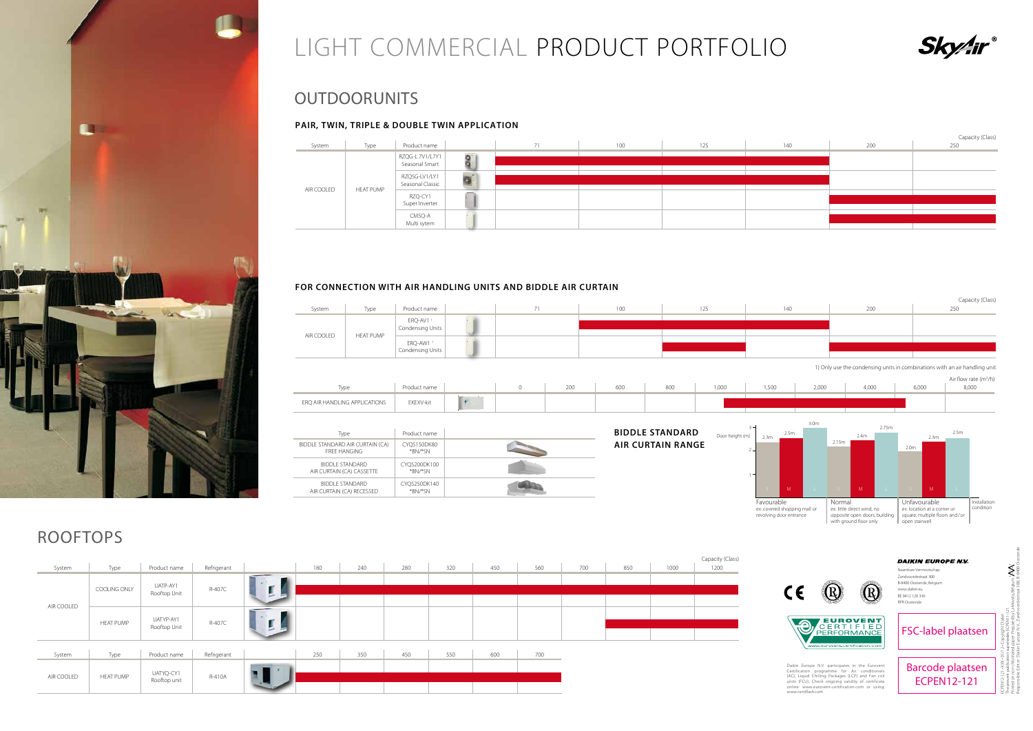# LIGHT COMMERCIAL PRODUCT PORTFOLIO

SkyAir®

## OUTDOORUNITS

### PAIR, TWIN, TRIPLE & DOUBLE TWIN APPLICATION

Capacity (Class)

| System | Type | Product name | | 71 | 100 | 125 | 140 | 200 | 250 |
|---|---|---|---|---|---|---|---|---|---|
| AIR COOLED | HEAT PUMP | RZQG-L7V1/L7Y1 Seasonal Smart | | | | | | | |
| | | RZQSG-LV1/LY1 Seasonal Classic | | | | | | | |
| | | RZQ-CY1 Super Inverter | | | | | | | |
| | | CMSQ-A Multi sytem | | | | | | | |

### FOR CONNECTION WITH AIR HANDLING UNITS AND BIDDLE AIR CURTAIN

Capacity (Class)

| System | Type | Product name | | 71 | 100 | 125 | 140 | 200 | 250 |
|---|---|---|---|---|---|---|---|---|---|
| AIR COOLED | HEAT PUMP | ERQ-AV1 [1] Condensing Units | | | | | | | |
| | | ERQ-AW1 [1] Condensing Units | | | | | | | |

1) Only use the condensing units in combinations with an air handling unit

Air flow rate ($m^3$/h)

| Type | Product name | | 0 | 200 | 600 | 800 | 1,000 | 1,500 | 2,000 | 4,000 | 6,000 | 8,000 |
|---|---|---|---|---|---|---|---|---|---|---|---|---|
| ERQ AIR HANDLING APPLICATIONS | EKEXV-kit | | | | | | | | | | | |

| Type | Product name |
|---|---|
| BIDDLE STANDARD AIR CURTAIN (CA) FREE HANGING | CYQS150DK80 \*BN/\*SN |
| BIDDLE STANDARD AIR CURTAIN (CA) CASSETTE | CYQS200DK100 \*BN/\*SN |
| BIDDLE STANDARD AIR CURTAIN (CA) RECESSED | CYQS250DK140 \*BN/\*SN |

### BIDDLE STANDARD AIR CURTAIN RANGE

Door height (m)

3

2

1

2.3m 2.5m 3.0m 2.15m 2.4m 2.75m 2.0m 2.3m 2.5m

S M L S M L S M L

Favourable
ex: covered shopping mall or revolving door entrance

Normal
ex: little direct wind, no opposite open doors, building with ground floor only

Unfavourable
ex: location at a corner or square, multiple floors and/or open stairwell

Installation condition

## ROOFTOPS

Capacity (Class)

| System | Type | Product name | Refrigerant | | 180 | 240 | 280 | 320 | 450 | 560 | 700 | 850 | 1000 | 1200 |
|---|---|---|---|---|---|---|---|---|---|---|---|---|---|---|
| AIR COOLED | COOLING ONLY | UATP-AY1 Rooftop Unit | R-407C | | | | | | | | | | | |
| | HEAT PUMP | UATYP-AY1 Rooftop Unit | R-407C | | | | | | | | | | | |

| System | Type | Product name | Refrigerant | | 250 | 350 | 450 | 550 | 600 | 700 |
|---|---|---|---|---|---|---|---|---|---|---|
| AIR COOLED | HEAT PUMP | UATYQ-CY1 Rooftop unit | R-410A | | | | | | | |

Daikin Europe N.V. participates in the Eurovent Certification programme for Air conditioners (AC), Liquid Chilling Packages (LCP) and Fan coil units (FCU). Check ongoing validity of certificate online: www.eurovent-certification.com or using www.certiflash.com

**DAIKIN EUROPE N.V.**

Naamloze Vennootschap
Zandvoordestraat 300
B-8400 Oostende, Belgium
www.daikin.eu
BE 0412 120 336
RPR Oostende

FSC-label plaatsen

Barcode plaatsen ECPEN12-121

ECPEN12-121 • 06/12 • Copyright Daikin
The present publication supersedes ECPEN11-121
Printed on non-chlorinated paper. Prepared by La Movida, Belgium
Responsible Editor: Daikin Europe N.V., Zandvoordestraat 300, B-8400 Oostende